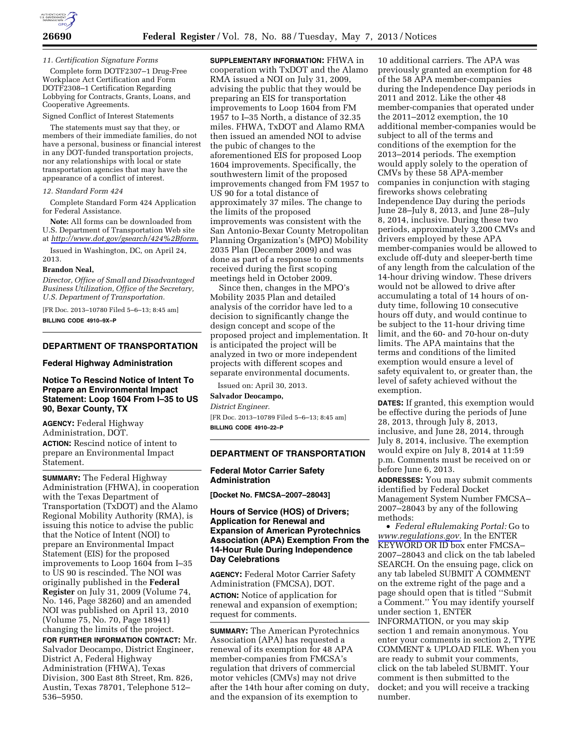*11. Certification Signature Forms*

Complete form DOTF2307–1 Drug-Free Workplace Act Certification and Form DOTF2308–1 Certification Regarding Lobbying for Contracts, Grants, Loans, and Cooperative Agreements.

Signed Conflict of Interest Statements

The statements must say that they, or members of their immediate families, do not have a personal, business or financial interest in any DOT-funded transportation projects, nor any relationships with local or state transportation agencies that may have the appearance of a conflict of interest.

*12. Standard Form 424*

Complete Standard Form 424 Application for Federal Assistance.

**Note:** All forms can be downloaded from U.S. Department of Transportation Web site at *http://www.dot.gov/gsearch/424%2Bform.*

Issued in Washington, DC, on April 24, 2013.

**Brandon Neal,**

*Director, Office of Small and Disadvantaged Business Utilization, Office of the Secretary, U.S. Department of Transportation.*

[FR Doc. 2013–10780 Filed 5–6–13; 8:45 am]

**BILLING CODE 4910–9X–P**

## DEPARTMENT OF TRANSPORTATION

### Federal Highway Administration

### Notice To Rescind Notice of Intent To Prepare an Environmental Impact Statement: Loop 1604 From I–35 to US 90, Bexar County, TX

**AGENCY:** Federal Highway Administration, DOT.

**ACTION:** Rescind notice of intent to prepare an Environmental Impact Statement.

**SUMMARY:** The Federal Highway Administration (FHWA), in cooperation with the Texas Department of Transportation (TxDOT) and the Alamo Regional Mobility Authority (RMA), is issuing this notice to advise the public that the Notice of Intent (NOI) to prepare an Environmental Impact Statement (EIS) for the proposed improvements to Loop 1604 from I–35 to US 90 is rescinded. The NOI was originally published in the **Federal Register** on July 31, 2009 (Volume 74, No. 146, Page 38260) and an amended NOI was published on April 13, 2010 (Volume 75, No. 70, Page 18941) changing the limits of the project.

**FOR FURTHER INFORMATION CONTACT:** Mr. Salvador Deocampo, District Engineer, District A, Federal Highway Administration (FHWA), Texas Division, 300 East 8th Street, Rm. 826, Austin, Texas 78701, Telephone 512–536–5950.

**SUPPLEMENTARY INFORMATION:** FHWA in cooperation with TxDOT and the Alamo RMA issued a NOI on July 31, 2009, advising the public that they would be preparing an EIS for transportation improvements to Loop 1604 from FM 1957 to I–35 North, a distance of 32.35 miles. FHWA, TxDOT and Alamo RMA then issued an amended NOI to advise the pubic of changes to the aforementioned EIS for proposed Loop 1604 improvements. Specifically, the southwestern limit of the proposed improvements changed from FM 1957 to US 90 for a total distance of approximately 37 miles. The change to the limits of the proposed improvements was consistent with the San Antonio-Bexar County Metropolitan Planning Organization's (MPO) Mobility 2035 Plan (December 2009) and was done as part of a response to comments received during the first scoping meetings held in October 2009.

Since then, changes in the MPO's Mobility 2035 Plan and detailed analysis of the corridor have led to a decision to significantly change the design concept and scope of the proposed project and implementation. It is anticipated the project will be analyzed in two or more independent projects with different scopes and separate environmental documents.

Issued on: April 30, 2013.

**Salvador Deocampo,**

*District Engineer.*

[FR Doc. 2013–10789 Filed 5–6–13; 8:45 am]

**BILLING CODE 4910–22–P**

## DEPARTMENT OF TRANSPORTATION

### Federal Motor Carrier Safety Administration

**[Docket No. FMCSA–2007–28043]**

### Hours of Service (HOS) of Drivers; Application for Renewal and Expansion of American Pyrotechnics Association (APA) Exemption From the 14-Hour Rule During Independence Day Celebrations

**AGENCY:** Federal Motor Carrier Safety Administration (FMCSA), DOT.

**ACTION:** Notice of application for renewal and expansion of exemption; request for comments.

**SUMMARY:** The American Pyrotechnics Association (APA) has requested a renewal of its exemption for 48 APA member-companies from FMCSA's regulation that drivers of commercial motor vehicles (CMVs) may not drive after the 14th hour after coming on duty, and the expansion of its exemption to 10 additional carriers. The APA was previously granted an exemption for 48 of the 58 APA member-companies during the Independence Day periods in 2011 and 2012. Like the other 48 member-companies that operated under the 2011–2012 exemption, the 10 additional member-companies would be subject to all of the terms and conditions of the exemption for the 2013–2014 periods. The exemption would apply solely to the operation of CMVs by these 58 APA-member companies in conjunction with staging fireworks shows celebrating Independence Day during the periods June 28–July 8, 2013, and June 28–July 8, 2014, inclusive. During these two periods, approximately 3,200 CMVs and drivers employed by these APA member-companies would be allowed to exclude off-duty and sleeper-berth time of any length from the calculation of the 14-hour driving window. These drivers would not be allowed to drive after accumulating a total of 14 hours of on-duty time, following 10 consecutive hours off duty, and would continue to be subject to the 11-hour driving time limit, and the 60- and 70-hour on-duty limits. The APA maintains that the terms and conditions of the limited exemption would ensure a level of safety equivalent to, or greater than, the level of safety achieved without the exemption.

**DATES:** If granted, this exemption would be effective during the periods of June 28, 2013, through July 8, 2013, inclusive, and June 28, 2014, through July 8, 2014, inclusive. The exemption would expire on July 8, 2014 at 11:59 p.m. Comments must be received on or before June 6, 2013.

**ADDRESSES:** You may submit comments identified by Federal Docket Management System Number FMCSA–2007–28043 by any of the following methods:

- *Federal eRulemaking Portal:* Go to *www.regulations.gov*. In the ENTER KEYWORD OR ID box enter FMCSA–2007–28043 and click on the tab labeled SEARCH. On the ensuing page, click on any tab labeled SUBMIT A COMMENT on the extreme right of the page and a page should open that is titled "Submit a Comment." You may identify yourself under section 1, ENTER INFORMATION, or you may skip section 1 and remain anonymous. You enter your comments in section 2, TYPE COMMENT & UPLOAD FILE. When you are ready to submit your comments, click on the tab labeled SUBMIT. Your comment is then submitted to the docket; and you will receive a tracking number.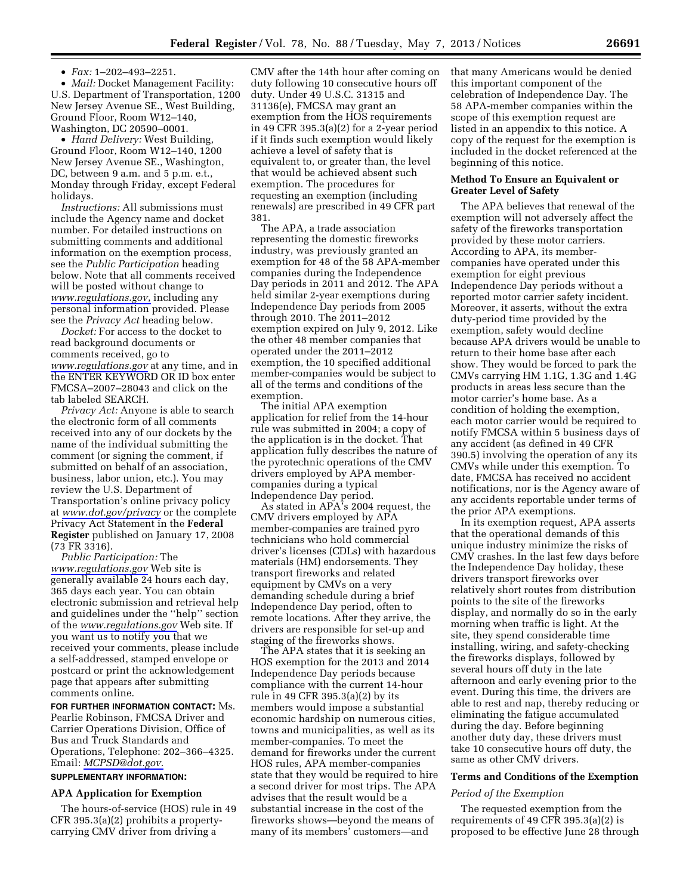- *Fax:* 1–202–493–2251.
- *Mail:* Docket Management Facility: U.S. Department of Transportation, 1200 New Jersey Avenue SE., West Building, Ground Floor, Room W12–140, Washington, DC 20590–0001.
- *Hand Delivery:* West Building, Ground Floor, Room W12–140, 1200 New Jersey Avenue SE., Washington, DC, between 9 a.m. and 5 p.m. e.t., Monday through Friday, except Federal holidays.

*Instructions:* All submissions must include the Agency name and docket number. For detailed instructions on submitting comments and additional information on the exemption process, see the *Public Participation* heading below. Note that all comments received will be posted without change to *www.regulations.gov*, including any personal information provided. Please see the *Privacy Act* heading below.

*Docket:* For access to the docket to read background documents or comments received, go to *www.regulations.gov* at any time, and in the ENTER KEYWORD OR ID box enter FMCSA–2007–28043 and click on the tab labeled SEARCH.

*Privacy Act:* Anyone is able to search the electronic form of all comments received into any of our dockets by the name of the individual submitting the comment (or signing the comment, if submitted on behalf of an association, business, labor union, etc.). You may review the U.S. Department of Transportation's online privacy policy at *www.dot.gov/privacy* or the complete Privacy Act Statement in the **Federal Register** published on January 17, 2008 (73 FR 3316).

*Public Participation:* The *www.regulations.gov* Web site is generally available 24 hours each day, 365 days each year. You can obtain electronic submission and retrieval help and guidelines under the ''help'' section of the *www.regulations.gov* Web site. If you want us to notify you that we received your comments, please include a self-addressed, stamped envelope or postcard or print the acknowledgement page that appears after submitting comments online.

**FOR FURTHER INFORMATION CONTACT:** Ms. Pearlie Robinson, FMCSA Driver and Carrier Operations Division, Office of Bus and Truck Standards and Operations, Telephone: 202–366–4325. Email: *MCPSD@dot.gov.*

**SUPPLEMENTARY INFORMATION:**

### APA Application for Exemption

The hours-of-service (HOS) rule in 49 CFR 395.3(a)(2) prohibits a property-carrying CMV driver from driving a CMV after the 14th hour after coming on duty following 10 consecutive hours off duty. Under 49 U.S.C. 31315 and 31136(e), FMCSA may grant an exemption from the HOS requirements in 49 CFR 395.3(a)(2) for a 2-year period if it finds such exemption would likely achieve a level of safety that is equivalent to, or greater than, the level that would be achieved absent such exemption. The procedures for requesting an exemption (including renewals) are prescribed in 49 CFR part 381.

The APA, a trade association representing the domestic fireworks industry, was previously granted an exemption for 48 of the 58 APA-member companies during the Independence Day periods in 2011 and 2012. The APA held similar 2-year exemptions during Independence Day periods from 2005 through 2010. The 2011–2012 exemption expired on July 9, 2012. Like the other 48 member companies that operated under the 2011–2012 exemption, the 10 specified additional member-companies would be subject to all of the terms and conditions of the exemption.

The initial APA exemption application for relief from the 14-hour rule was submitted in 2004; a copy of the application is in the docket. That application fully describes the nature of the pyrotechnic operations of the CMV drivers employed by APA member-companies during a typical Independence Day period.

As stated in APA's 2004 request, the CMV drivers employed by APA member-companies are trained pyro technicians who hold commercial driver's licenses (CDLs) with hazardous materials (HM) endorsements. They transport fireworks and related equipment by CMVs on a very demanding schedule during a brief Independence Day period, often to remote locations. After they arrive, the drivers are responsible for set-up and staging of the fireworks shows.

The APA states that it is seeking an HOS exemption for the 2013 and 2014 Independence Day periods because compliance with the current 14-hour rule in 49 CFR 395.3(a)(2) by its members would impose a substantial economic hardship on numerous cities, towns and municipalities, as well as its member-companies. To meet the demand for fireworks under the current HOS rules, APA member-companies state that they would be required to hire a second driver for most trips. The APA advises that the result would be a substantial increase in the cost of the fireworks shows—beyond the means of many of its members' customers—and that many Americans would be denied this important component of the celebration of Independence Day. The 58 APA-member companies within the scope of this exemption request are listed in an appendix to this notice. A copy of the request for the exemption is included in the docket referenced at the beginning of this notice.

### Method To Ensure an Equivalent or Greater Level of Safety

The APA believes that renewal of the exemption will not adversely affect the safety of the fireworks transportation provided by these motor carriers. According to APA, its member-companies have operated under this exemption for eight previous Independence Day periods without a reported motor carrier safety incident. Moreover, it asserts, without the extra duty-period time provided by the exemption, safety would decline because APA drivers would be unable to return to their home base after each show. They would be forced to park the CMVs carrying HM 1.1G, 1.3G and 1.4G products in areas less secure than the motor carrier's home base. As a condition of holding the exemption, each motor carrier would be required to notify FMCSA within 5 business days of any accident (as defined in 49 CFR 390.5) involving the operation of any its CMVs while under this exemption. To date, FMCSA has received no accident notifications, nor is the Agency aware of any accidents reportable under terms of the prior APA exemptions.

In its exemption request, APA asserts that the operational demands of this unique industry minimize the risks of CMV crashes. In the last few days before the Independence Day holiday, these drivers transport fireworks over relatively short routes from distribution points to the site of the fireworks display, and normally do so in the early morning when traffic is light. At the site, they spend considerable time installing, wiring, and safety-checking the fireworks displays, followed by several hours off duty in the late afternoon and early evening prior to the event. During this time, the drivers are able to rest and nap, thereby reducing or eliminating the fatigue accumulated during the day. Before beginning another duty day, these drivers must take 10 consecutive hours off duty, the same as other CMV drivers.

### Terms and Conditions of the Exemption

#### *Period of the Exemption*

The requested exemption from the requirements of 49 CFR 395.3(a)(2) is proposed to be effective June 28 through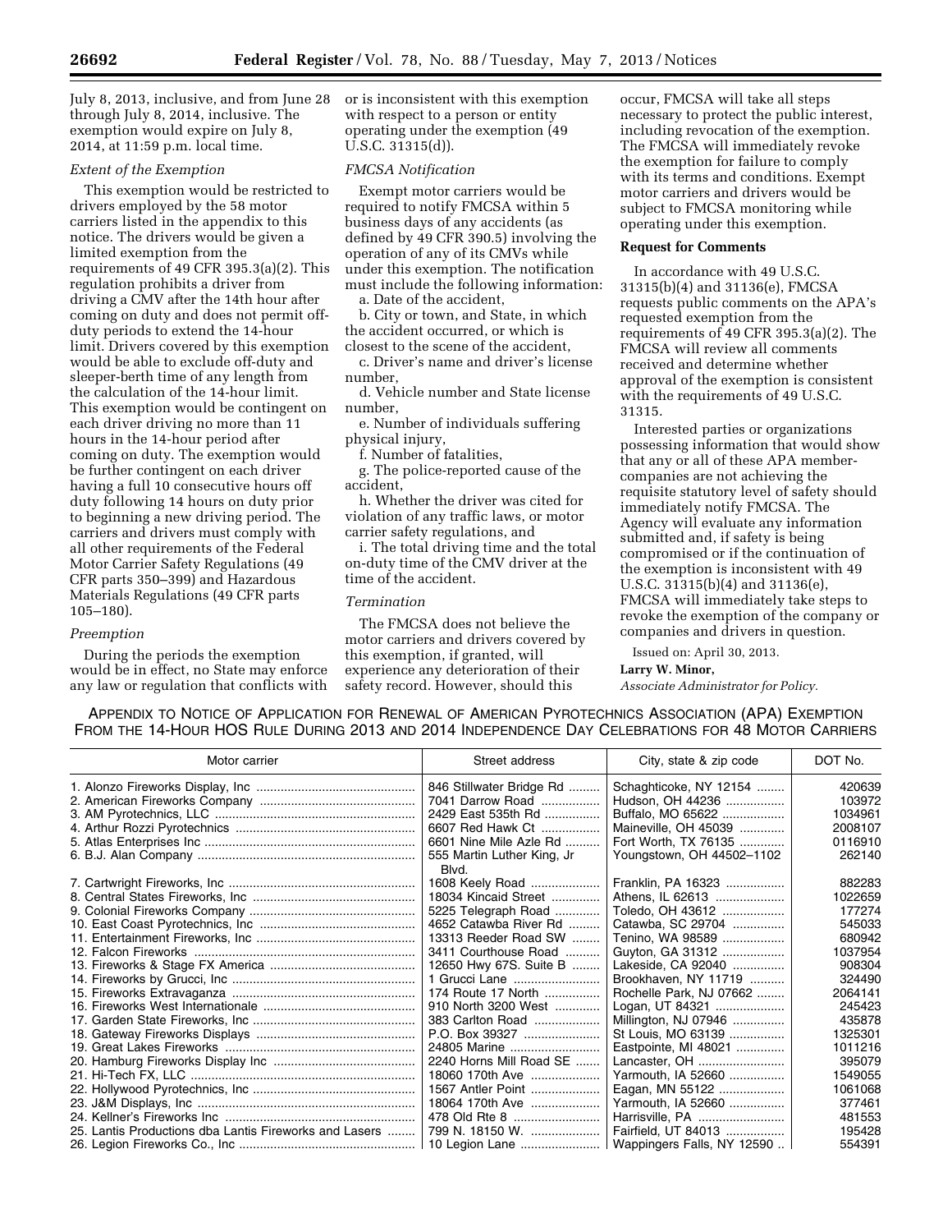July 8, 2013, inclusive, and from June 28 through July 8, 2014, inclusive. The exemption would expire on July 8, 2014, at 11:59 p.m. local time.

*Extent of the Exemption*

This exemption would be restricted to drivers employed by the 58 motor carriers listed in the appendix to this notice. The drivers would be given a limited exemption from the requirements of 49 CFR 395.3(a)(2). This regulation prohibits a driver from driving a CMV after the 14th hour after coming on duty and does not permit off-duty periods to extend the 14-hour limit. Drivers covered by this exemption would be able to exclude off-duty and sleeper-berth time of any length from the calculation of the 14-hour limit. This exemption would be contingent on each driver driving no more than 11 hours in the 14-hour period after coming on duty. The exemption would be further contingent on each driver having a full 10 consecutive hours off duty following 14 hours on duty prior to beginning a new driving period. The carriers and drivers must comply with all other requirements of the Federal Motor Carrier Safety Regulations (49 CFR parts 350–399) and Hazardous Materials Regulations (49 CFR parts 105–180).

*Preemption*

During the periods the exemption would be in effect, no State may enforce any law or regulation that conflicts with or is inconsistent with this exemption with respect to a person or entity operating under the exemption (49 U.S.C. 31315(d)).

*FMCSA Notification*

Exempt motor carriers would be required to notify FMCSA within 5 business days of any accidents (as defined by 49 CFR 390.5) involving the operation of any of its CMVs while under this exemption. The notification must include the following information:

a. Date of the accident,

b. City or town, and State, in which the accident occurred, or which is closest to the scene of the accident,

c. Driver's name and driver's license number,

d. Vehicle number and State license number,

e. Number of individuals suffering physical injury,

f. Number of fatalities,

g. The police-reported cause of the accident,

h. Whether the driver was cited for violation of any traffic laws, or motor carrier safety regulations, and

i. The total driving time and the total on-duty time of the CMV driver at the time of the accident.

*Termination*

The FMCSA does not believe the motor carriers and drivers covered by this exemption, if granted, will experience any deterioration of their safety record. However, should this occur, FMCSA will take all steps necessary to protect the public interest, including revocation of the exemption. The FMCSA will immediately revoke the exemption for failure to comply with its terms and conditions. Exempt motor carriers and drivers would be subject to FMCSA monitoring while operating under this exemption.

**Request for Comments**

In accordance with 49 U.S.C. 31315(b)(4) and 31136(e), FMCSA requests public comments on the APA's requested exemption from the requirements of 49 CFR 395.3(a)(2). The FMCSA will review all comments received and determine whether approval of the exemption is consistent with the requirements of 49 U.S.C. 31315.

Interested parties or organizations possessing information that would show that any or all of these APA member-companies are not achieving the requisite statutory level of safety should immediately notify FMCSA. The Agency will evaluate any information submitted and, if safety is being compromised or if the continuation of the exemption is inconsistent with 49 U.S.C. 31315(b)(4) and 31136(e), FMCSA will immediately take steps to revoke the exemption of the company or companies and drivers in question.

Issued on: April 30, 2013.

**Larry W. Minor,**

*Associate Administrator for Policy.*

APPENDIX TO NOTICE OF APPLICATION FOR RENEWAL OF AMERICAN PYROTECHNICS ASSOCIATION (APA) EXEMPTION FROM THE 14-HOUR HOS RULE DURING 2013 AND 2014 INDEPENDENCE DAY CELEBRATIONS FOR 48 MOTOR CARRIERS

| Motor carrier | Street address | City, state & zip code | DOT No. |
|---|---|---|---|
| 1. Alonzo Fireworks Display, Inc | 846 Stillwater Bridge Rd | Schaghticoke, NY 12154 | 420639 |
| 2. American Fireworks Company | 7041 Darrow Road | Hudson, OH 44236 | 103972 |
| 3. AM Pyrotechnics, LLC | 2429 East 535th Rd | Buffalo, MO 65622 | 1034961 |
| 4. Arthur Rozzi Pyrotechnics | 6607 Red Hawk Ct | Maineville, OH 45039 | 2008107 |
| 5. Atlas Enterprises Inc | 6601 Nine Mile Azle Rd | Fort Worth, TX 76135 | 0116910 |
| 6. B.J. Alan Company | 555 Martin Luther King, Jr Blvd. | Youngstown, OH 44502–1102 | 262140 |
| 7. Cartwright Fireworks, Inc | 1608 Keely Road | Franklin, PA 16323 | 882283 |
| 8. Central States Fireworks, Inc | 18034 Kincaid Street | Athens, IL 62613 | 1022659 |
| 9. Colonial Fireworks Company | 5225 Telegraph Road | Toledo, OH 43612 | 177274 |
| 10. East Coast Pyrotechnics, Inc | 4652 Catawba River Rd | Catawba, SC 29704 | 545033 |
| 11. Entertainment Fireworks, Inc | 13313 Reeder Road SW | Tenino, WA 98589 | 680942 |
| 12. Falcon Fireworks | 3411 Courthouse Road | Guyton, GA 31312 | 1037954 |
| 13. Fireworks & Stage FX America | 12650 Hwy 67S. Suite B | Lakeside, CA 92040 | 908304 |
| 14. Fireworks by Grucci, Inc | 1 Grucci Lane | Brookhaven, NY 11719 | 324490 |
| 15. Fireworks Extravaganza | 174 Route 17 North | Rochelle Park, NJ 07662 | 2064141 |
| 16. Fireworks West Internationale | 910 North 3200 West | Logan, UT 84321 | 245423 |
| 17. Garden State Fireworks, Inc | 383 Carlton Road | Millington, NJ 07946 | 435878 |
| 18. Gateway Fireworks Displays | P.O. Box 39327 | St Louis, MO 63139 | 1325301 |
| 19. Great Lakes Fireworks | 24805 Marine | Eastpointe, MI 48021 | 1011216 |
| 20. Hamburg Fireworks Display Inc | 2240 Horns Mill Road SE | Lancaster, OH | 395079 |
| 21. Hi-Tech FX, LLC | 18060 170th Ave | Yarmouth, IA 52660 | 1549055 |
| 22. Hollywood Pyrotechnics, Inc | 1567 Antler Point | Eagan, MN 55122 | 1061068 |
| 23. J&M Displays, Inc | 18064 170th Ave | Yarmouth, IA 52660 | 377461 |
| 24. Kellner's Fireworks Inc | 478 Old Rte 8 | Harrisville, PA | 481553 |
| 25. Lantis Productions dba Lantis Fireworks and Lasers | 799 N. 18150 W. | Fairfield, UT 84013 | 195428 |
| 26. Legion Fireworks Co., Inc | 10 Legion Lane | Wappingers Falls, NY 12590 | 554391 |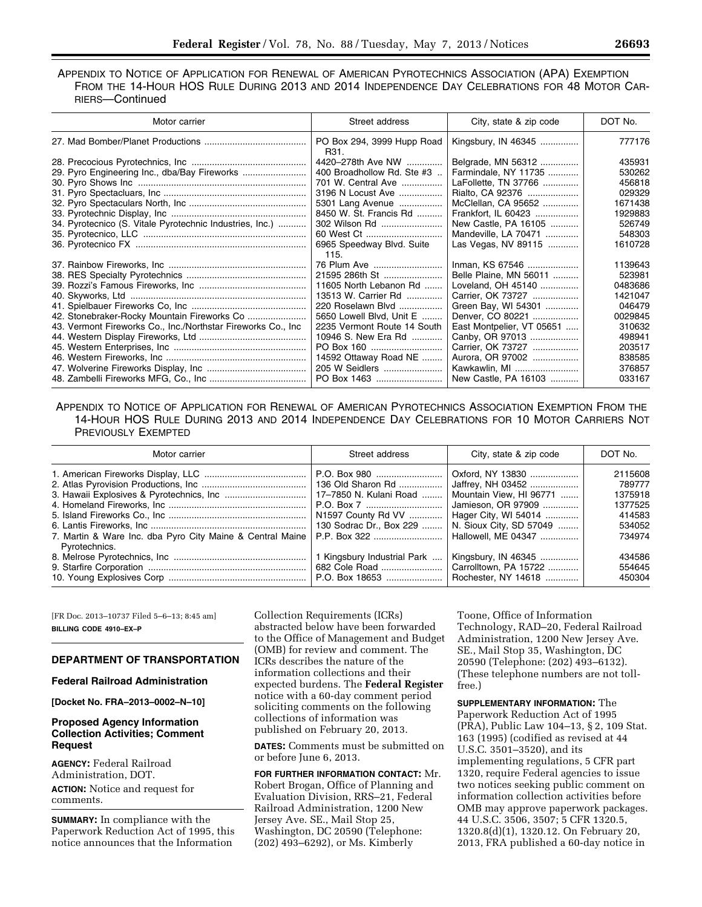APPENDIX TO NOTICE OF APPLICATION FOR RENEWAL OF AMERICAN PYROTECHNICS ASSOCIATION (APA) EXEMPTION FROM THE 14-HOUR HOS RULE DURING 2013 AND 2014 INDEPENDENCE DAY CELEBRATIONS FOR 48 MOTOR CARRIERS—Continued

| Motor carrier | Street address | City, state & zip code | DOT No. |
| --- | --- | --- | --- |
| 27. Mad Bomber/Planet Productions | PO Box 294, 3999 Hupp Road R31. | Kingsbury, IN 46345 | 777176 |
| 28. Precocious Pyrotechnics, Inc | 4420–278th Ave NW | Belgrade, MN 56312 | 435931 |
| 29. Pyro Engineering Inc., dba/Bay Fireworks | 400 Broadhollow Rd. Ste #3 | Farmindale, NY 11735 | 530262 |
| 30. Pyro Shows Inc | 701 W. Central Ave | LaFollette, TN 37766 | 456818 |
| 31. Pyro Spectacluars, Inc | 3196 N Locust Ave | Rialto, CA 92376 | 029329 |
| 32. Pyro Spectaculars North, Inc | 5301 Lang Avenue | McClellan, CA 95652 | 1671438 |
| 33. Pyrotechnic Display, Inc | 8450 W. St. Francis Rd | Frankfort, IL 60423 | 1929883 |
| 34. Pyrotecnico (S. Vitale Pyrotechnic Industries, Inc.) | 302 Wilson Rd | New Castle, PA 16105 | 526749 |
| 35. Pyrotecnico, LLC | 60 West Ct | Mandeville, LA 70471 | 548303 |
| 36. Pyrotecnico FX | 6965 Speedway Blvd. Suite 115. | Las Vegas, NV 89115 | 1610728 |
| 37. Rainbow Fireworks, Inc | 76 Plum Ave | Inman, KS 67546 | 1139643 |
| 38. RES Specialty Pyrotechnics | 21595 286th St | Belle Plaine, MN 56011 | 523981 |
| 39. Rozzi's Famous Fireworks, Inc | 11605 North Lebanon Rd | Loveland, OH 45140 | 0483686 |
| 40. Skyworks, Ltd | 13513 W. Carrier Rd | Carrier, OK 73727 | 1421047 |
| 41. Spielbauer Fireworks Co, Inc | 220 Roselawn Blvd | Green Bay, WI 54301 | 046479 |
| 42. Stonebraker-Rocky Mountain Fireworks Co | 5650 Lowell Blvd, Unit E | Denver, CO 80221 | 0029845 |
| 43. Vermont Fireworks Co., Inc./Northstar Fireworks Co., Inc | 2235 Vermont Route 14 South | East Montpelier, VT 05651 | 310632 |
| 44. Western Display Fireworks, Ltd | 10946 S. New Era Rd | Canby, OR 97013 | 498941 |
| 45. Western Enterprises, Inc | PO Box 160 | Carrier, OK 73727 | 203517 |
| 46. Western Fireworks, Inc | 14592 Ottaway Road NE | Aurora, OR 97002 | 838585 |
| 47. Wolverine Fireworks Display, Inc | 205 W Seidlers | Kawkawlin, MI | 376857 |
| 48. Zambelli Fireworks MFG, Co., Inc | PO Box 1463 | New Castle, PA 16103 | 033167 |

APPENDIX TO NOTICE OF APPLICATION FOR RENEWAL OF AMERICAN PYROTECHNICS ASSOCIATION EXEMPTION FROM THE 14-HOUR HOS RULE DURING 2013 AND 2014 INDEPENDENCE DAY CELEBRATIONS FOR 10 MOTOR CARRIERS NOT PREVIOUSLY EXEMPTED

| Motor carrier | Street address | City, state & zip code | DOT No. |
| --- | --- | --- | --- |
| 1. American Fireworks Display, LLC | P.O. Box 980 | Oxford, NY 13830 | 2115608 |
| 2. Atlas Pyrovision Productions, Inc | 136 Old Sharon Rd | Jaffrey, NH 03452 | 789777 |
| 3. Hawaii Explosives & Pyrotechnics, Inc | 17–7850 N. Kulani Road | Mountain View, HI 96771 | 1375918 |
| 4. Homeland Fireworks, Inc | P.O. Box 7 | Jamieson, OR 97909 | 1377525 |
| 5. Island Fireworks Co., Inc | N1597 County Rd VV | Hager City, WI 54014 | 414583 |
| 6. Lantis Fireworks, Inc | 130 Sodrac Dr., Box 229 | N. Sioux City, SD 57049 | 534052 |
| 7. Martin & Ware Inc. dba Pyro City Maine & Central Maine Pyrotechnics. | P.P. Box 322 | Hallowell, ME 04347 | 734974 |
| 8. Melrose Pyrotechnics, Inc | 1 Kingsbury Industrial Park | Kingsbury, IN 46345 | 434586 |
| 9. Starfire Corporation | 682 Cole Road | Carrolltown, PA 15722 | 554645 |
| 10. Young Explosives Corp | P.O. Box 18653 | Rochester, NY 14618 | 450304 |

[FR Doc. 2013–10737 Filed 5–6–13; 8:45 am]

**BILLING CODE 4910–EX–P**

## DEPARTMENT OF TRANSPORTATION

### Federal Railroad Administration

**[Docket No. FRA–2013–0002–N–10]**

### Proposed Agency Information Collection Activities; Comment Request

**AGENCY:** Federal Railroad Administration, DOT.

**ACTION:** Notice and request for comments.

**SUMMARY:** In compliance with the Paperwork Reduction Act of 1995, this notice announces that the Information Collection Requirements (ICRs) abstracted below have been forwarded to the Office of Management and Budget (OMB) for review and comment. The ICRs describes the nature of the information collections and their expected burdens. The **Federal Register** notice with a 60-day comment period soliciting comments on the following collections of information was published on February 20, 2013.

**DATES:** Comments must be submitted on or before June 6, 2013.

**FOR FURTHER INFORMATION CONTACT:** Mr. Robert Brogan, Office of Planning and Evaluation Division, RRS–21, Federal Railroad Administration, 1200 New Jersey Ave. SE., Mail Stop 25, Washington, DC 20590 (Telephone: (202) 493–6292), or Ms. Kimberly Toone, Office of Information Technology, RAD–20, Federal Railroad Administration, 1200 New Jersey Ave. SE., Mail Stop 35, Washington, DC 20590 (Telephone: (202) 493–6132). (These telephone numbers are not toll-free.)

**SUPPLEMENTARY INFORMATION:** The Paperwork Reduction Act of 1995 (PRA), Public Law 104–13, § 2, 109 Stat. 163 (1995) (codified as revised at 44 U.S.C. 3501–3520), and its implementing regulations, 5 CFR part 1320, require Federal agencies to issue two notices seeking public comment on information collection activities before OMB may approve paperwork packages. 44 U.S.C. 3506, 3507; 5 CFR 1320.5, 1320.8(d)(1), 1320.12. On February 20, 2013, FRA published a 60-day notice in